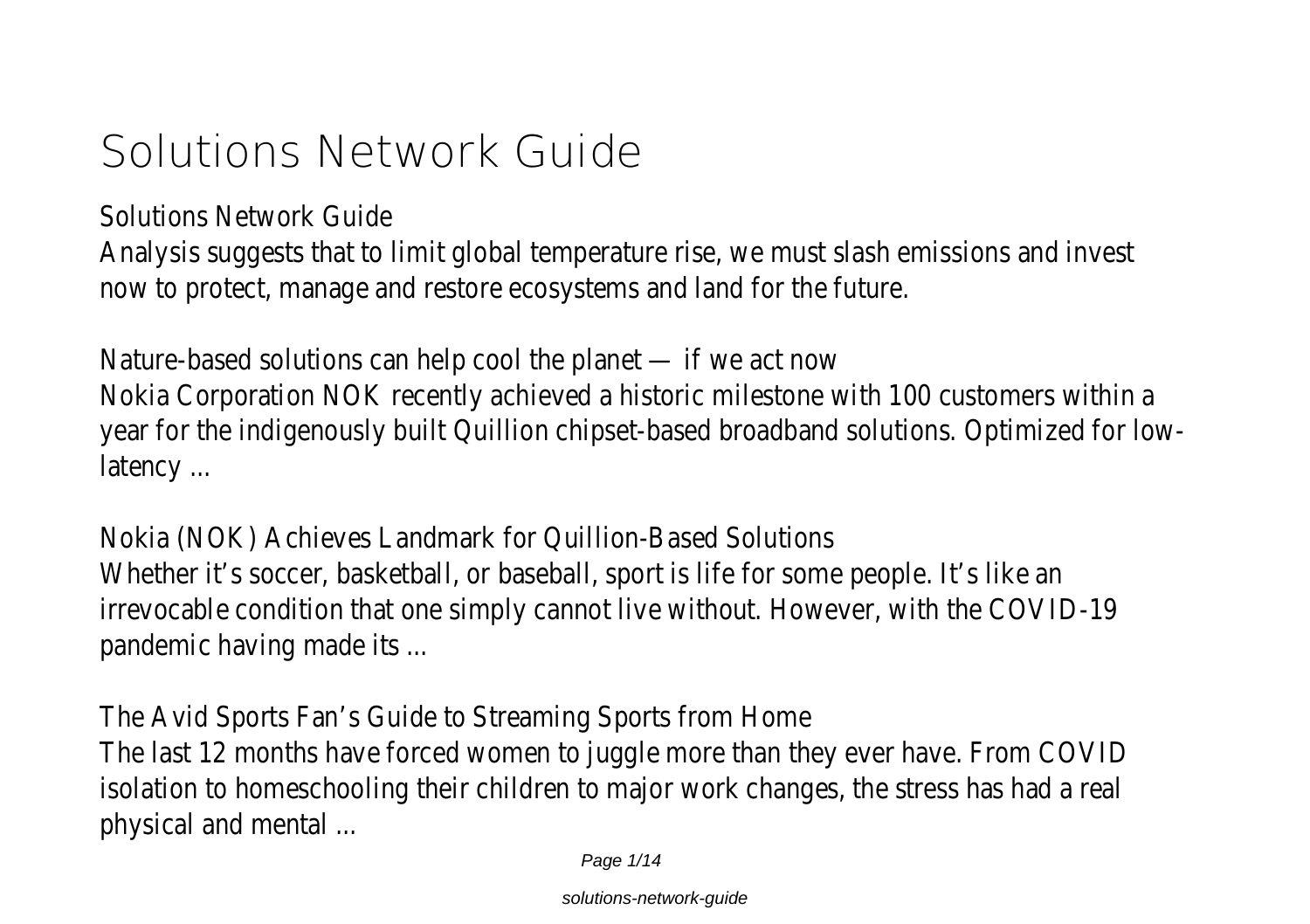# Solutions Network Guide

Solutions Network Guide

Analysis suggests that to limit global temperature rise, we must slash emissions and invest now to protect, manage and restore ecosystems and land for the future.

Nature-based solutions can help cool the planet — if we act now

Nokia Corporation NOK recently achieved a historic milestone with 100 customers within a year for the indigenously built Quillion chipset-based broadband solutions. Optimized for low-latency ...

Nokia (NOK) Achieves Landmark for Quillion-Based Solutions

Whether it's soccer, basketball, or baseball, sport is life for some people. It's like an irrevocable condition that one simply cannot live without. However, with the COVID-19 pandemic having made its ...

The Avid Sports Fan's Guide to Streaming Sports from Home

The last 12 months have forced women to juggle more than they ever have. From COVID isolation to homeschooling their children to major work changes, the stress has had a real physical and mental ...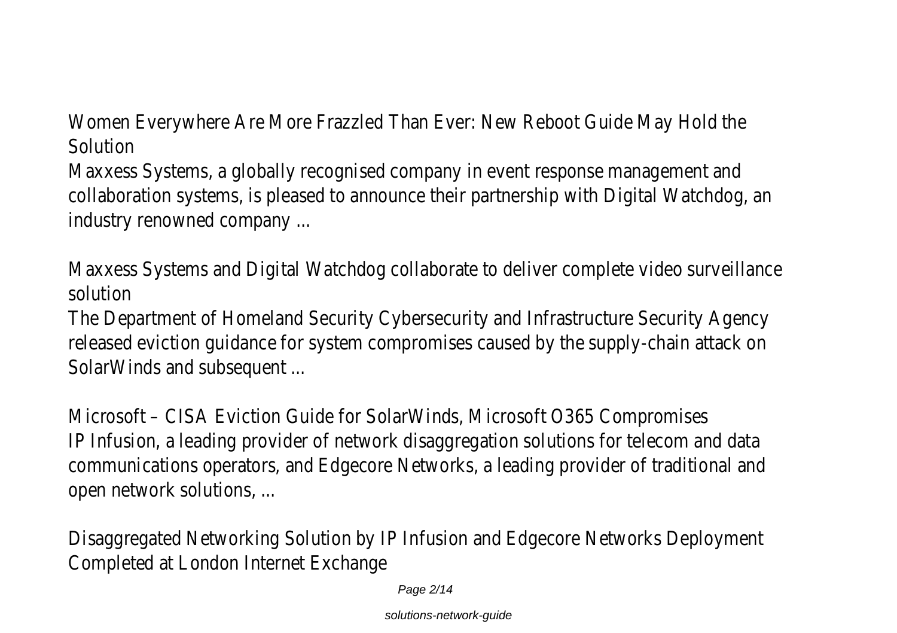Women Everywhere Are More Frazzled Than Ever: New Reboot Guide May Hold the Solution

Maxxess Systems, a globally recognised company in event response management and collaboration systems, is pleased to announce their partnership with Digital Watchdog, an industry renowned company ...

Maxxess Systems and Digital Watchdog collaborate to deliver complete video surveillance solution

The Department of Homeland Security Cybersecurity and Infrastructure Security Agency released eviction guidance for system compromises caused by the supply-chain attack on SolarWinds and subsequent ...

Microsoft – CISA Eviction Guide for SolarWinds, Microsoft O365 Compromises

IP Infusion, a leading provider of network disaggregation solutions for telecom and data communications operators, and Edgecore Networks, a leading provider of traditional and open network solutions, ...

Disaggregated Networking Solution by IP Infusion and Edgecore Networks Deployment Completed at London Internet Exchange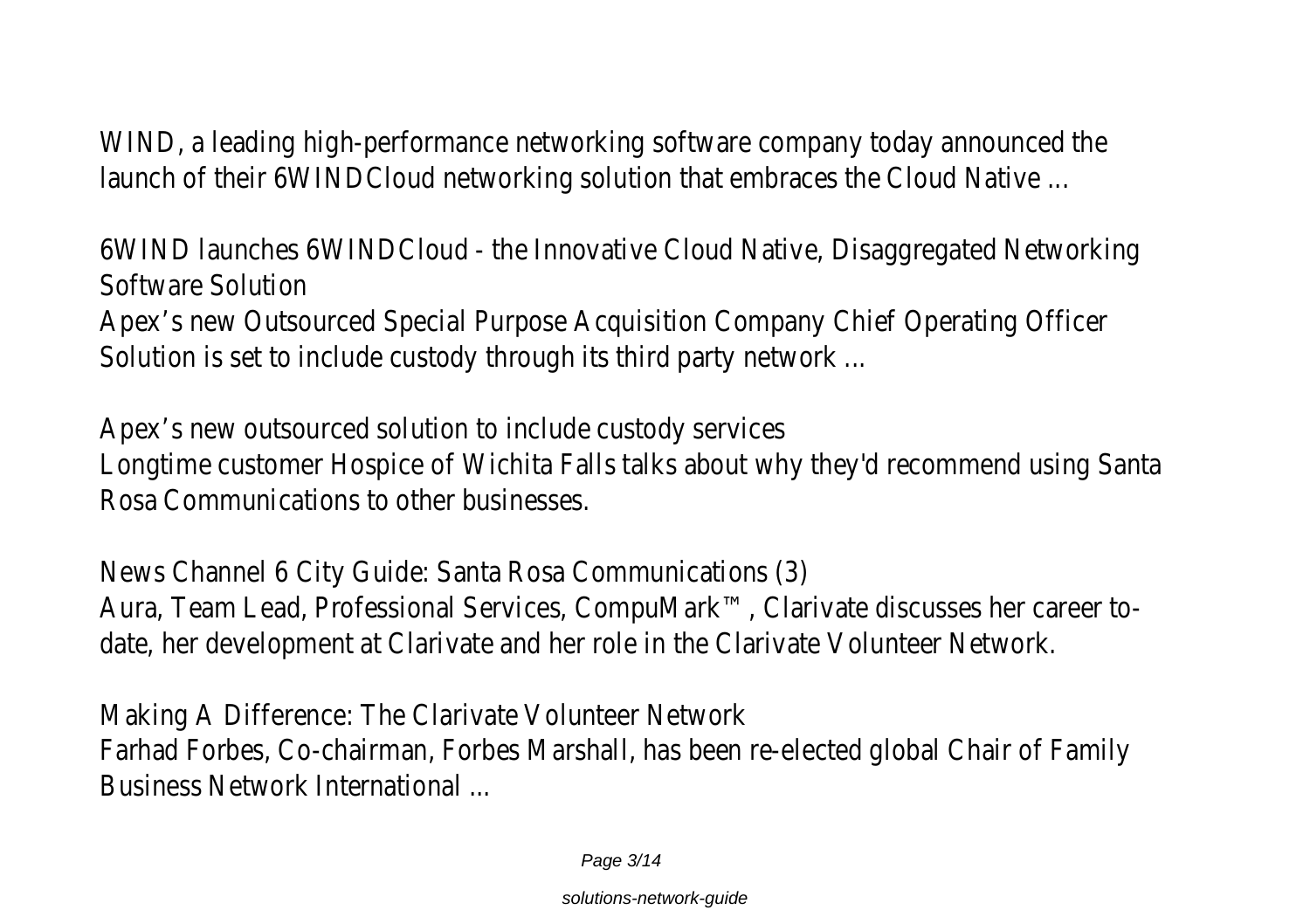WIND, a leading high-performance networking software company today announced the launch of their 6WINDCloud networking solution that embraces the Cloud Native ...

6WIND launches 6WINDCloud - the Innovative Cloud Native, Disaggregated Networking Software Solution

Apex's new Outsourced Special Purpose Acquisition Company Chief Operating Officer Solution is set to include custody through its third party network ...

Apex's new outsourced solution to include custody services

Longtime customer Hospice of Wichita Falls talks about why they'd recommend using Santa Rosa Communications to other businesses.

News Channel 6 City Guide: Santa Rosa Communications (3)

Aura, Team Lead, Professional Services, CompuMark™, Clarivate discusses her career to-date, her development at Clarivate and her role in the Clarivate Volunteer Network.

Making A Difference: The Clarivate Volunteer Network

Farhad Forbes, Co-chairman, Forbes Marshall, has been re-elected global Chair of Family Business Network International ...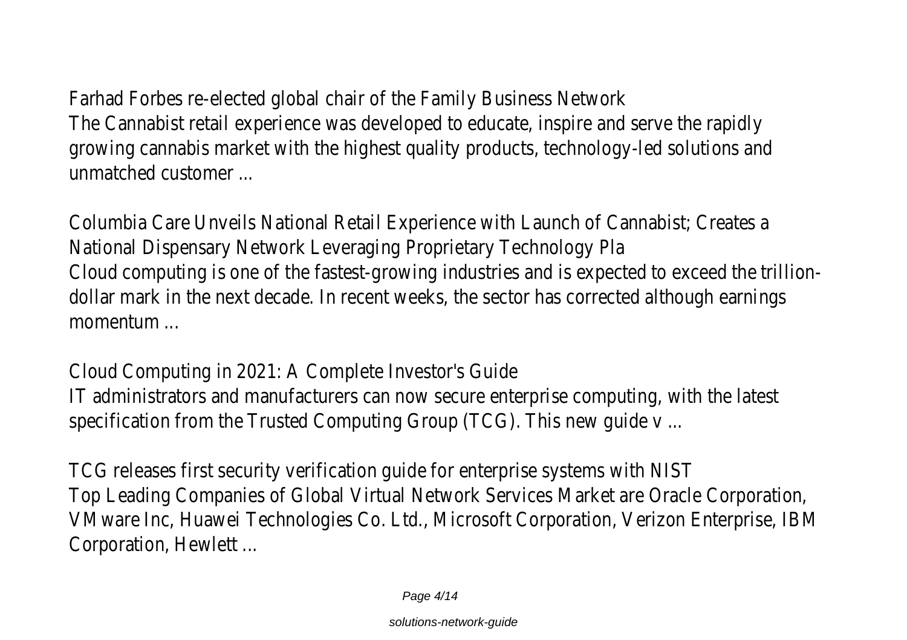Farhad Forbes re-elected global chair of the Family Business Network
The Cannabist retail experience was developed to educate, inspire and serve the rapidly growing cannabis market with the highest quality products, technology-led solutions and unmatched customer ...

Columbia Care Unveils National Retail Experience with Launch of Cannabist; Creates a National Dispensary Network Leveraging Proprietary Technology Pla
Cloud computing is one of the fastest-growing industries and is expected to exceed the trillion-dollar mark in the next decade. In recent weeks, the sector has corrected although earnings momentum ...

Cloud Computing in 2021: A Complete Investor's Guide
IT administrators and manufacturers can now secure enterprise computing, with the latest specification from the Trusted Computing Group (TCG). This new guide v ...

TCG releases first security verification guide for enterprise systems with NIST
Top Leading Companies of Global Virtual Network Services Market are Oracle Corporation, VMware Inc, Huawei Technologies Co. Ltd., Microsoft Corporation, Verizon Enterprise, IBM Corporation, Hewlett ...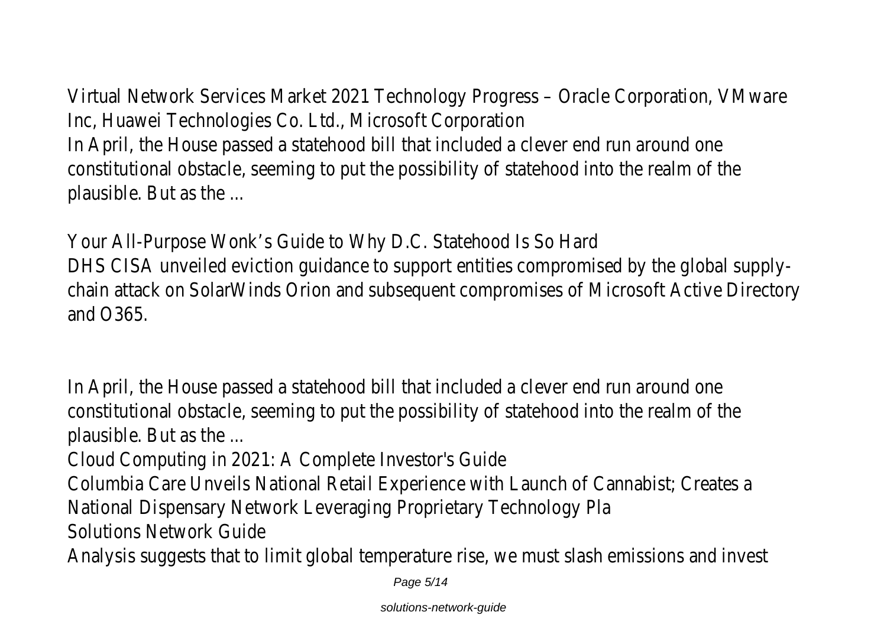Virtual Network Services Market 2021 Technology Progress – Oracle Corporation, VMware Inc, Huawei Technologies Co. Ltd., Microsoft Corporation

In April, the House passed a statehood bill that included a clever end run around one constitutional obstacle, seeming to put the possibility of statehood into the realm of the plausible. But as the ...

Your All-Purpose Wonk's Guide to Why D.C. Statehood Is So Hard

DHS CISA unveiled eviction guidance to support entities compromised by the global supply-chain attack on SolarWinds Orion and subsequent compromises of Microsoft Active Directory and O365.

In April, the House passed a statehood bill that included a clever end run around one constitutional obstacle, seeming to put the possibility of statehood into the realm of the plausible. But as the ...

Cloud Computing in 2021: A Complete Investor's Guide

Columbia Care Unveils National Retail Experience with Launch of Cannabist; Creates a National Dispensary Network Leveraging Proprietary Technology Pla

Solutions Network Guide

Analysis suggests that to limit global temperature rise, we must slash emissions and invest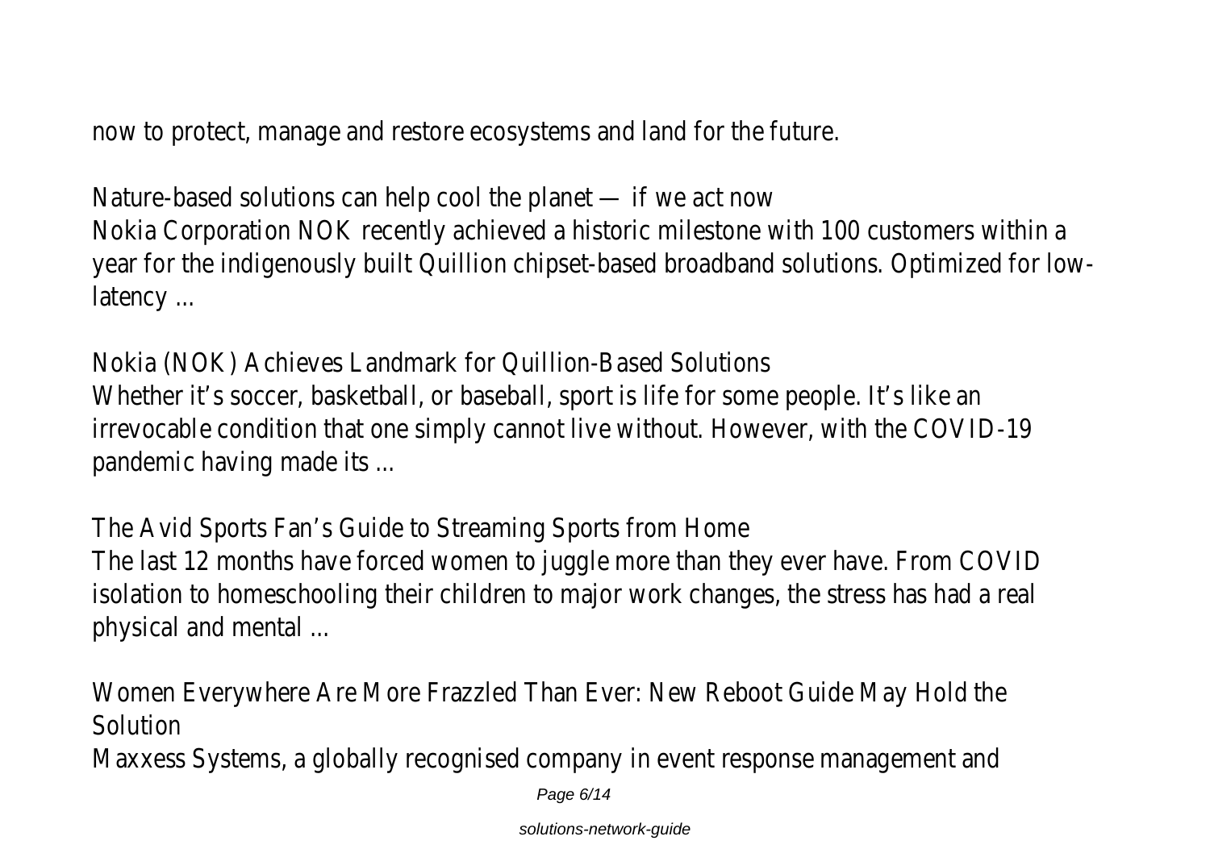now to protect, manage and restore ecosystems and land for the future.

Nature-based solutions can help cool the planet — if we act now
Nokia Corporation NOK recently achieved a historic milestone with 100 customers within a year for the indigenously built Quillion chipset-based broadband solutions. Optimized for low-latency ...

Nokia (NOK) Achieves Landmark for Quillion-Based Solutions
Whether it's soccer, basketball, or baseball, sport is life for some people. It's like an irrevocable condition that one simply cannot live without. However, with the COVID-19 pandemic having made its ...

The Avid Sports Fan's Guide to Streaming Sports from Home
The last 12 months have forced women to juggle more than they ever have. From COVID isolation to homeschooling their children to major work changes, the stress has had a real physical and mental ...

Women Everywhere Are More Frazzled Than Ever: New Reboot Guide May Hold the Solution
Maxxess Systems, a globally recognised company in event response management and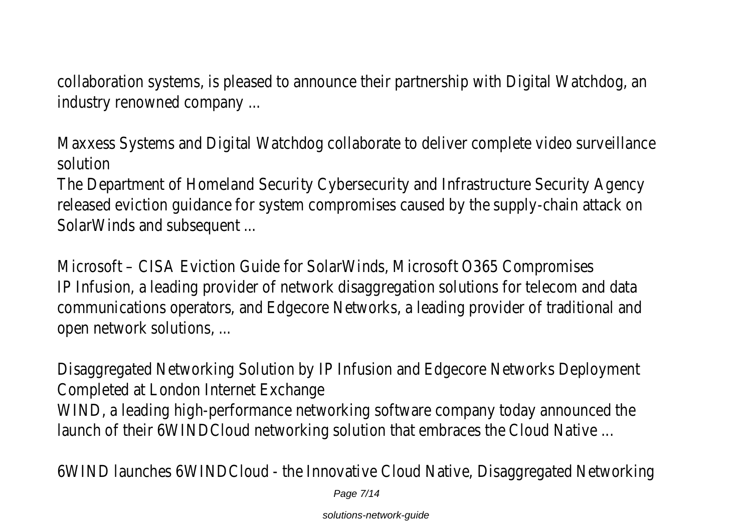collaboration systems, is pleased to announce their partnership with Digital Watchdog, an industry renowned company ...

Maxxess Systems and Digital Watchdog collaborate to deliver complete video surveillance solution

The Department of Homeland Security Cybersecurity and Infrastructure Security Agency released eviction guidance for system compromises caused by the supply-chain attack on SolarWinds and subsequent ...

Microsoft – CISA Eviction Guide for SolarWinds, Microsoft O365 Compromises

IP Infusion, a leading provider of network disaggregation solutions for telecom and data communications operators, and Edgecore Networks, a leading provider of traditional and open network solutions, ...

Disaggregated Networking Solution by IP Infusion and Edgecore Networks Deployment Completed at London Internet Exchange

WIND, a leading high-performance networking software company today announced the launch of their 6WINDCloud networking solution that embraces the Cloud Native ...

6WIND launches 6WINDCloud - the Innovative Cloud Native, Disaggregated Networking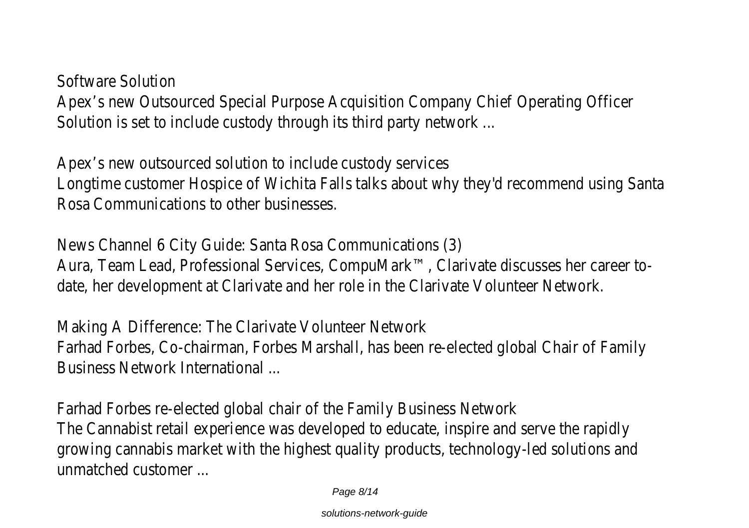Software Solution

Apex’s new Outsourced Special Purpose Acquisition Company Chief Operating Officer Solution is set to include custody through its third party network ...

Apex’s new outsourced solution to include custody services

Longtime customer Hospice of Wichita Falls talks about why they'd recommend using Santa Rosa Communications to other businesses.

News Channel 6 City Guide: Santa Rosa Communications (3)

Aura, Team Lead, Professional Services, CompuMark™, Clarivate discusses her career to-date, her development at Clarivate and her role in the Clarivate Volunteer Network.

Making A Difference: The Clarivate Volunteer Network

Farhad Forbes, Co-chairman, Forbes Marshall, has been re-elected global Chair of Family Business Network International ...

Farhad Forbes re-elected global chair of the Family Business Network

The Cannabist retail experience was developed to educate, inspire and serve the rapidly growing cannabis market with the highest quality products, technology-led solutions and unmatched customer ...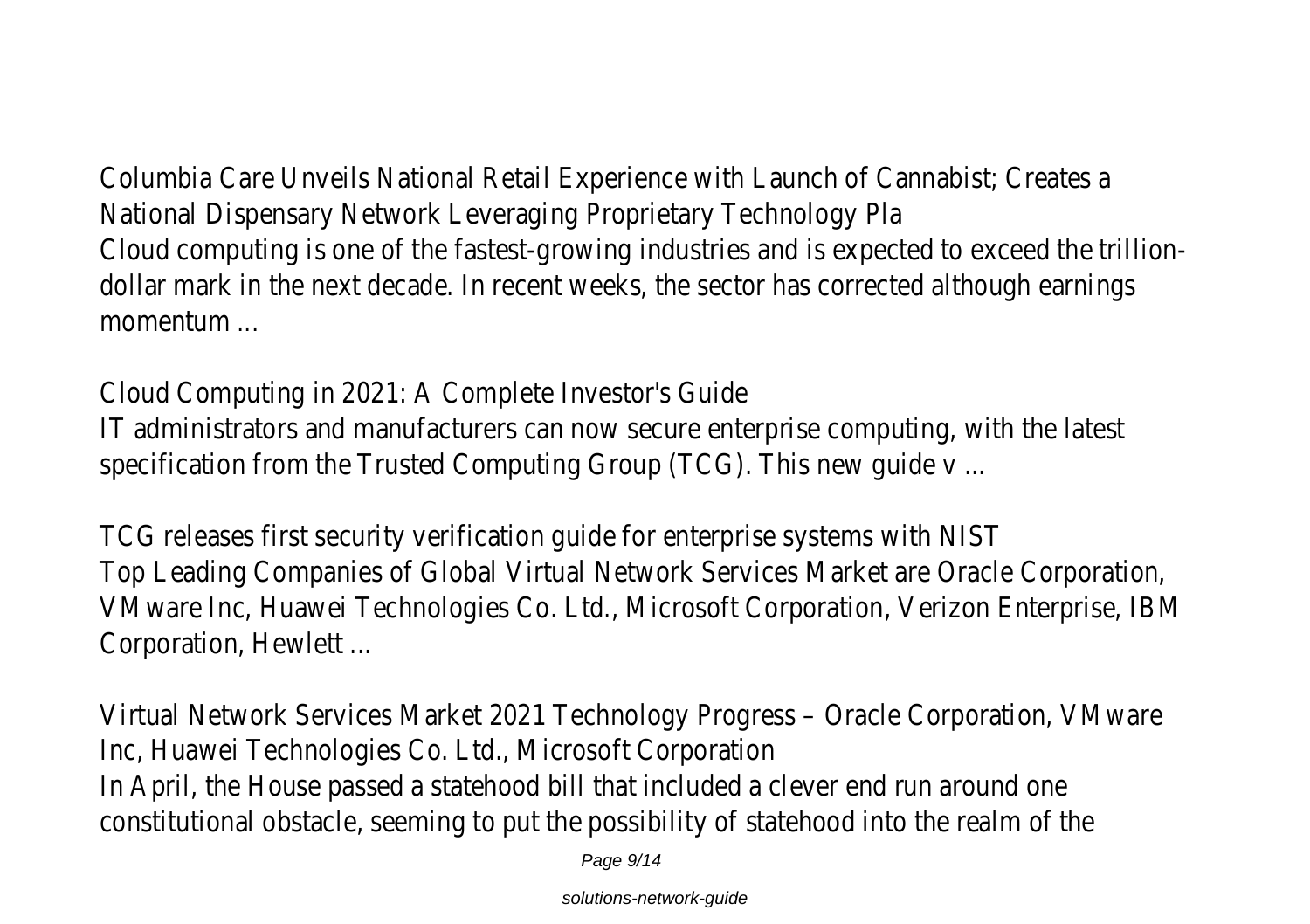Columbia Care Unveils National Retail Experience with Launch of Cannabist; Creates a National Dispensary Network Leveraging Proprietary Technology Pla

Cloud computing is one of the fastest-growing industries and is expected to exceed the trillion-dollar mark in the next decade. In recent weeks, the sector has corrected although earnings momentum ...

Cloud Computing in 2021: A Complete Investor's Guide

IT administrators and manufacturers can now secure enterprise computing, with the latest specification from the Trusted Computing Group (TCG). This new guide v ...

TCG releases first security verification guide for enterprise systems with NIST

Top Leading Companies of Global Virtual Network Services Market are Oracle Corporation, VMware Inc, Huawei Technologies Co. Ltd., Microsoft Corporation, Verizon Enterprise, IBM Corporation, Hewlett ...

Virtual Network Services Market 2021 Technology Progress – Oracle Corporation, VMware Inc, Huawei Technologies Co. Ltd., Microsoft Corporation

In April, the House passed a statehood bill that included a clever end run around one constitutional obstacle, seeming to put the possibility of statehood into the realm of the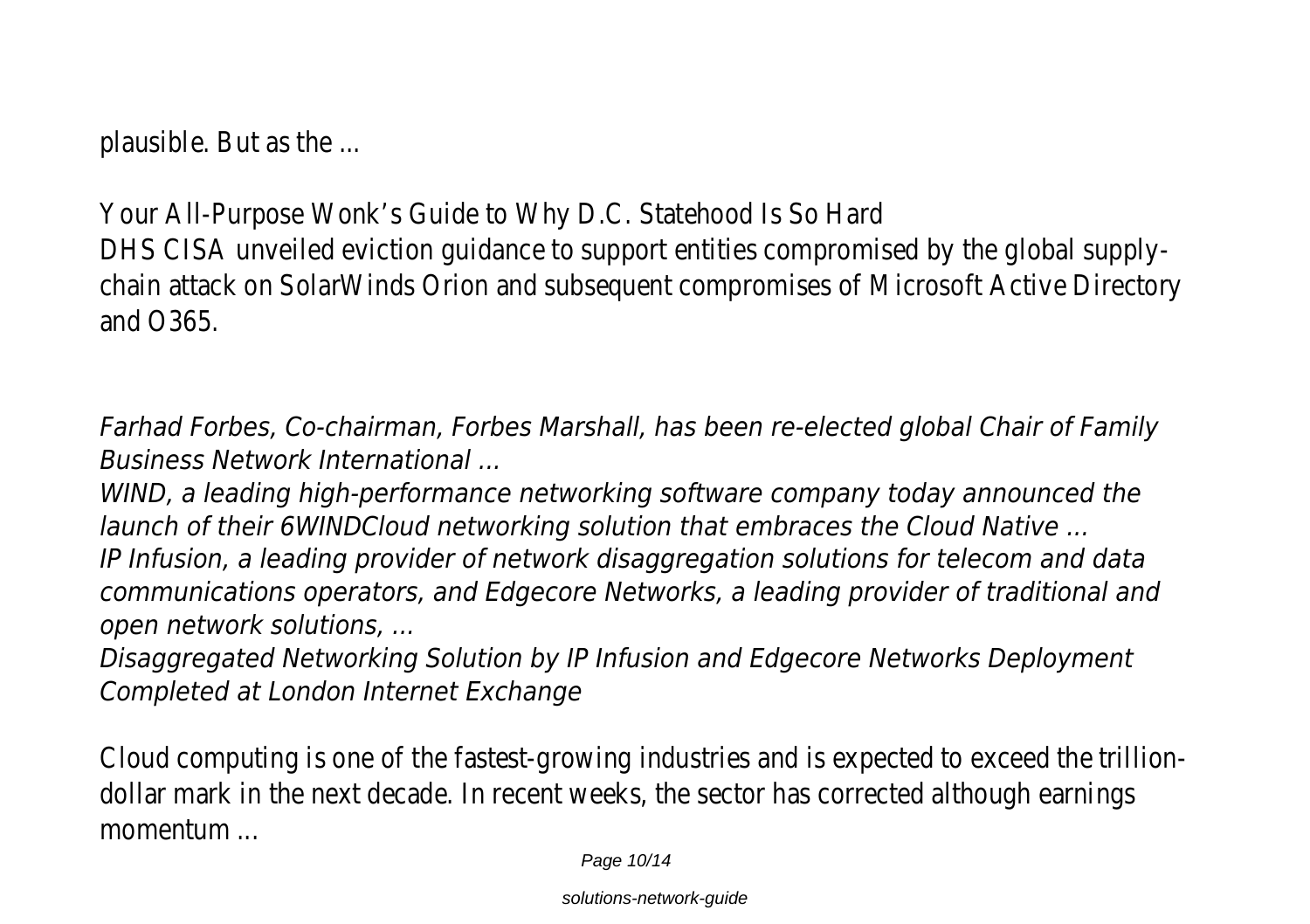plausible. But as the ...

Your All-Purpose Wonk's Guide to Why D.C. Statehood Is So Hard

DHS CISA unveiled eviction guidance to support entities compromised by the global supply-chain attack on SolarWinds Orion and subsequent compromises of Microsoft Active Directory and O365.

*Farhad Forbes, Co-chairman, Forbes Marshall, has been re-elected global Chair of Family Business Network International ...*

*WIND, a leading high-performance networking software company today announced the launch of their 6WINDCloud networking solution that embraces the Cloud Native ...*

*IP Infusion, a leading provider of network disaggregation solutions for telecom and data communications operators, and Edgecore Networks, a leading provider of traditional and open network solutions, ...*

*Disaggregated Networking Solution by IP Infusion and Edgecore Networks Deployment Completed at London Internet Exchange*

Cloud computing is one of the fastest-growing industries and is expected to exceed the trillion-dollar mark in the next decade. In recent weeks, the sector has corrected although earnings momentum ...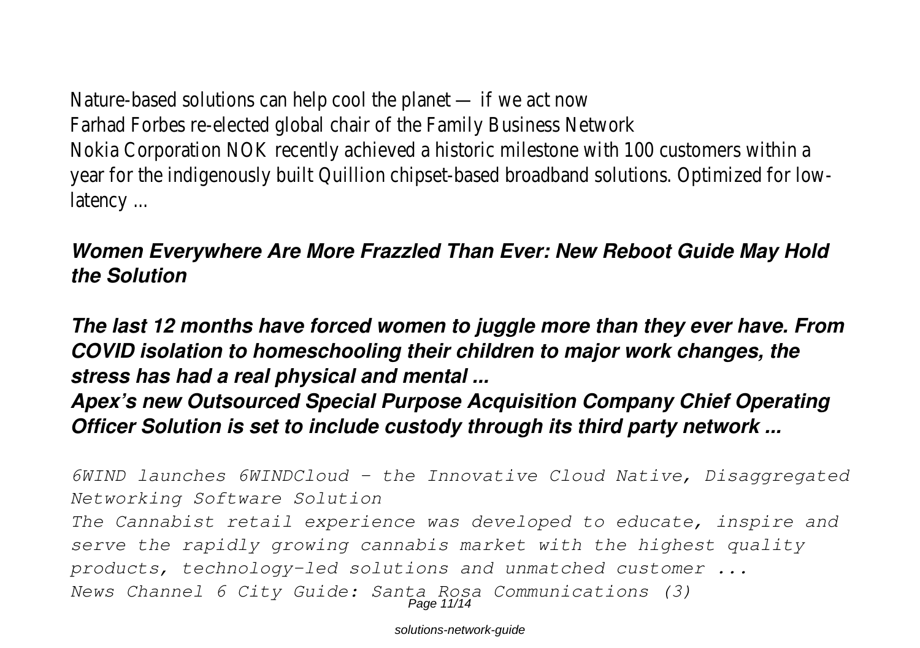Nature-based solutions can help cool the planet — if we act now
Farhad Forbes re-elected global chair of the Family Business Network
Nokia Corporation NOK recently achieved a historic milestone with 100 customers within a year for the indigenously built Quillion chipset-based broadband solutions. Optimized for low-latency ...

### *Women Everywhere Are More Frazzled Than Ever: New Reboot Guide May Hold the Solution*

***The last 12 months have forced women to juggle more than they ever have. From COVID isolation to homeschooling their children to major work changes, the stress has had a real physical and mental ...***
***Apex's new Outsourced Special Purpose Acquisition Company Chief Operating Officer Solution is set to include custody through its third party network ...***

*6WIND launches 6WINDCloud - the Innovative Cloud Native, Disaggregated Networking Software Solution*
*The Cannabist retail experience was developed to educate, inspire and serve the rapidly growing cannabis market with the highest quality products, technology-led solutions and unmatched customer ...*
*News Channel 6 City Guide: Santa Rosa Communications (3)*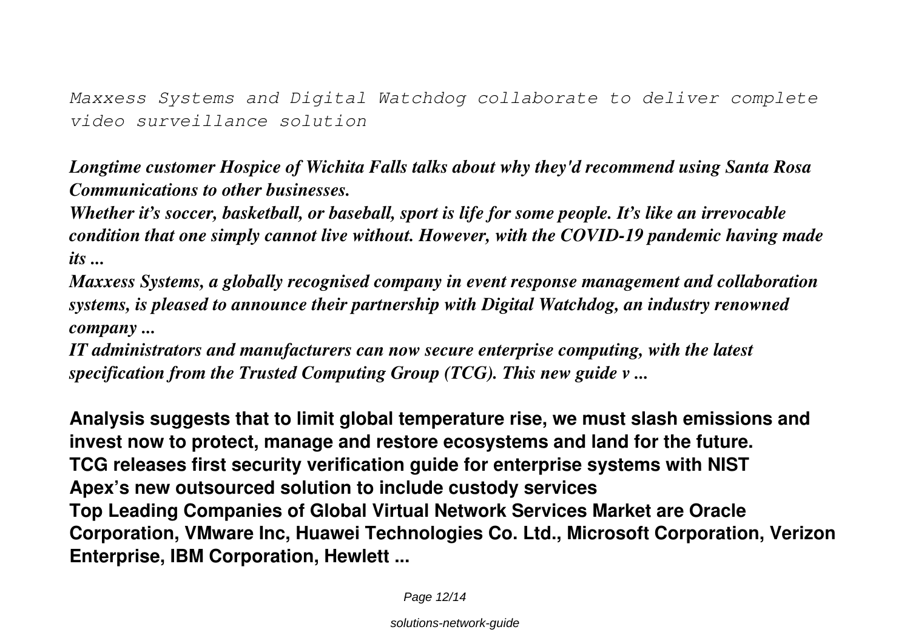*Maxxess Systems and Digital Watchdog collaborate to deliver complete video surveillance solution*

***Longtime customer Hospice of Wichita Falls talks about why they'd recommend using Santa Rosa Communications to other businesses.***

***Whether it's soccer, basketball, or baseball, sport is life for some people. It's like an irrevocable condition that one simply cannot live without. However, with the COVID-19 pandemic having made its ...***

***Maxxess Systems, a globally recognised company in event response management and collaboration systems, is pleased to announce their partnership with Digital Watchdog, an industry renowned company ...***

***IT administrators and manufacturers can now secure enterprise computing, with the latest specification from the Trusted Computing Group (TCG). This new guide v ...***

**Analysis suggests that to limit global temperature rise, we must slash emissions and invest now to protect, manage and restore ecosystems and land for the future.**

**TCG releases first security verification guide for enterprise systems with NIST**

**Apex's new outsourced solution to include custody services**

**Top Leading Companies of Global Virtual Network Services Market are Oracle Corporation, VMware Inc, Huawei Technologies Co. Ltd., Microsoft Corporation, Verizon Enterprise, IBM Corporation, Hewlett ...**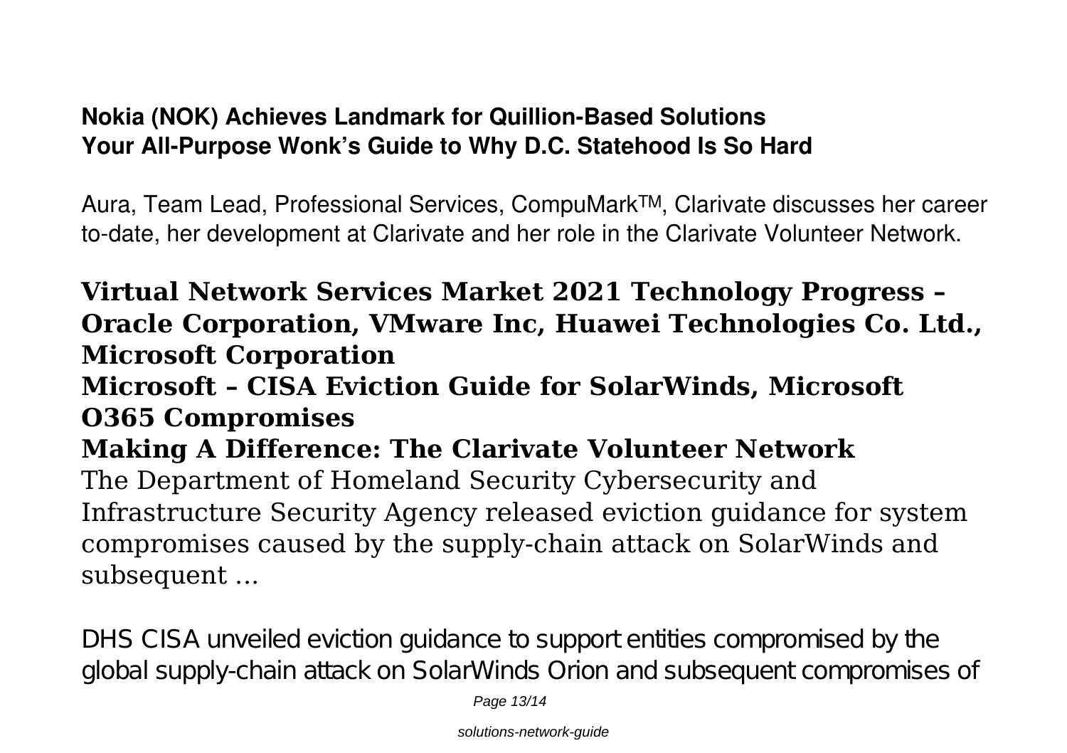**Nokia (NOK) Achieves Landmark for Quillion-Based Solutions**
**Your All-Purpose Wonk's Guide to Why D.C. Statehood Is So Hard**

Aura, Team Lead, Professional Services, CompuMark™, Clarivate discusses her career to-date, her development at Clarivate and her role in the Clarivate Volunteer Network.

## Virtual Network Services Market 2021 Technology Progress – Oracle Corporation, VMware Inc, Huawei Technologies Co. Ltd., Microsoft Corporation

## Microsoft – CISA Eviction Guide for SolarWinds, Microsoft O365 Compromises

## Making A Difference: The Clarivate Volunteer Network

The Department of Homeland Security Cybersecurity and Infrastructure Security Agency released eviction guidance for system compromises caused by the supply-chain attack on SolarWinds and subsequent ...

DHS CISA unveiled eviction guidance to support entities compromised by the global supply-chain attack on SolarWinds Orion and subsequent compromises of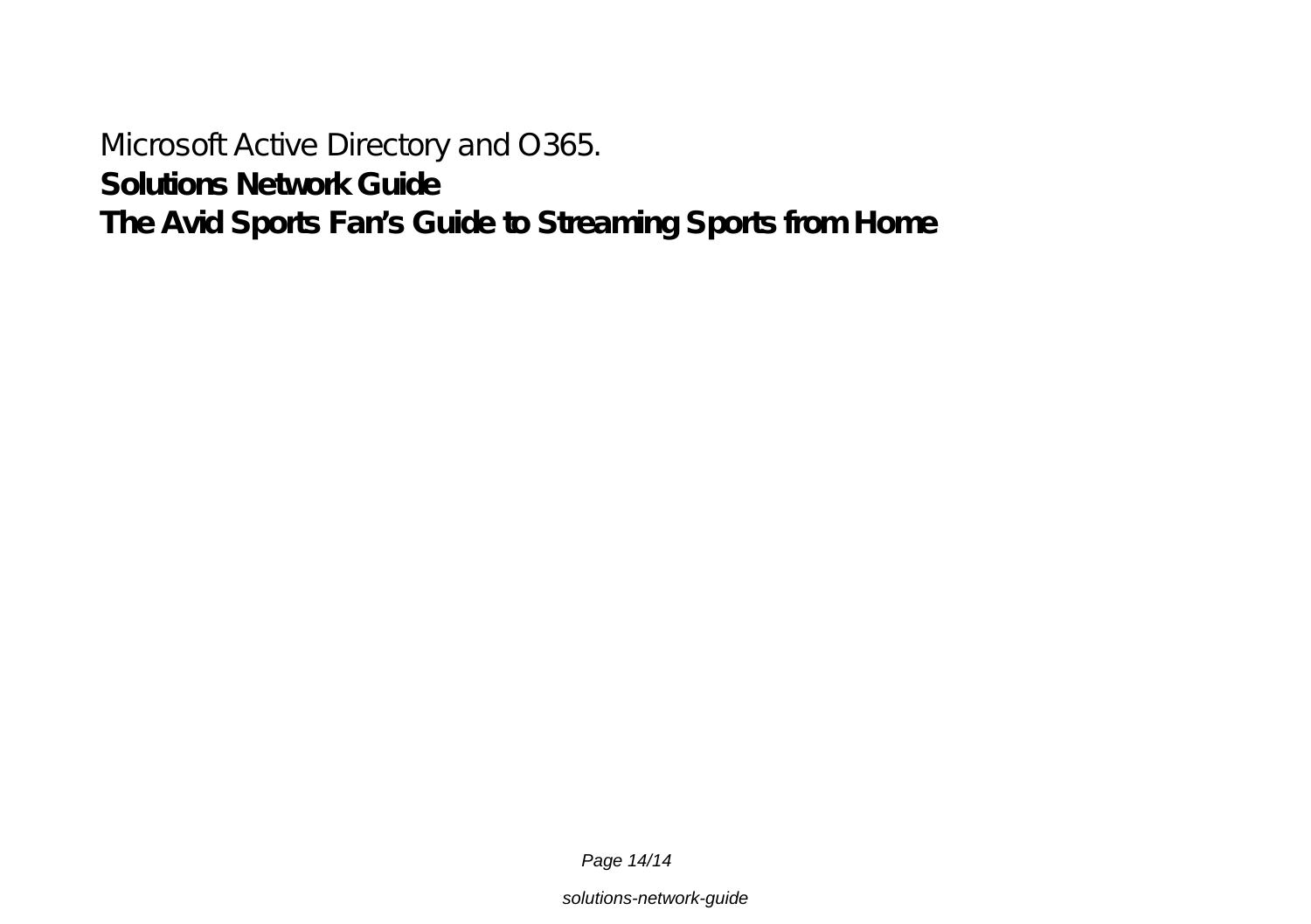Microsoft Active Directory and O365.

**Solutions Network Guide**

**The Avid Sports Fan's Guide to Streaming Sports from Home**